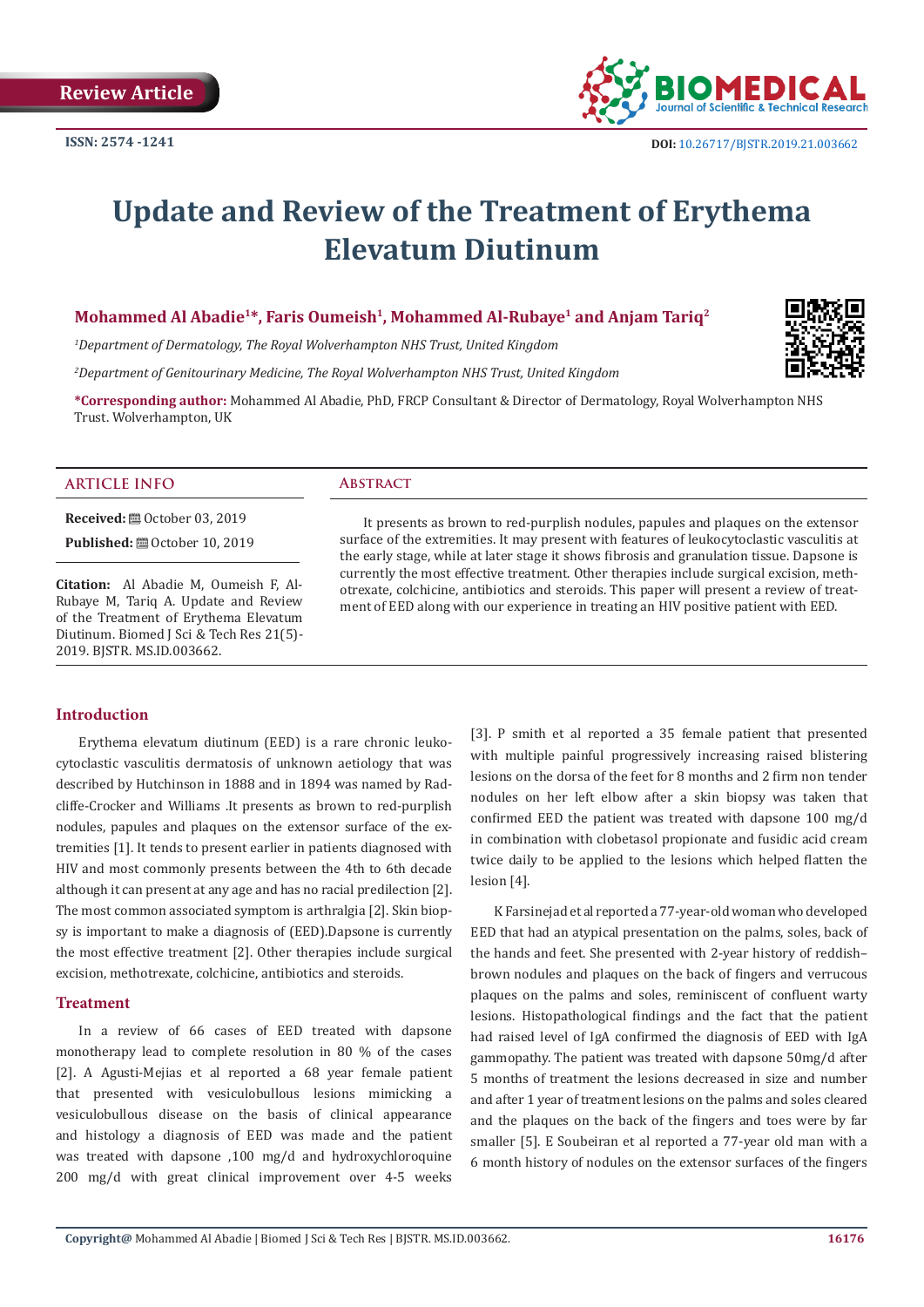Review Article

ISSN: 2574 -1241

DOI: 10.26717/BJSTR.2019.21.003662

# Update and Review of the Treatment of Erythema Elevatum Diutinum

**Mohammed Al Abadie[1]\*, Faris Oumeish[1], Mohammed Al-Rubaye[1] and Anjam Tariq[2]**

*[1]Department of Dermatology, The Royal Wolverhampton NHS Trust, United Kingdom*

*[2]Department of Genitourinary Medicine, The Royal Wolverhampton NHS Trust, United Kingdom*

**\*Corresponding author:** Mohammed Al Abadie, PhD, FRCP Consultant & Director of Dermatology, Royal Wolverhampton NHS Trust. Wolverhampton, UK

## ARTICLE INFO

**Received:** October 03, 2019

**Published:** October 10, 2019

**Citation:** Al Abadie M, Oumeish F, Al-Rubaye M, Tariq A. Update and Review of the Treatment of Erythema Elevatum Diutinum. Biomed J Sci & Tech Res 21(5)-2019. BJSTR. MS.ID.003662.

## Abstract

It presents as brown to red-purplish nodules, papules and plaques on the extensor surface of the extremities. It may present with features of leukocytoclastic vasculitis at the early stage, while at later stage it shows fibrosis and granulation tissue. Dapsone is currently the most effective treatment. Other therapies include surgical excision, methotrexate, colchicine, antibiotics and steroids. This paper will present a review of treatment of EED along with our experience in treating an HIV positive patient with EED.

## Introduction

Erythema elevatum diutinum (EED) is a rare chronic leukocytoclastic vasculitis dermatosis of unknown aetiology that was described by Hutchinson in 1888 and in 1894 was named by Radcliffe-Crocker and Williams .It presents as brown to red-purplish nodules, papules and plaques on the extensor surface of the extremities [1]. It tends to present earlier in patients diagnosed with HIV and most commonly presents between the 4th to 6th decade although it can present at any age and has no racial predilection [2]. The most common associated symptom is arthralgia [2]. Skin biopsy is important to make a diagnosis of (EED).Dapsone is currently the most effective treatment [2]. Other therapies include surgical excision, methotrexate, colchicine, antibiotics and steroids.

## Treatment

In a review of 66 cases of EED treated with dapsone monotherapy lead to complete resolution in 80 % of the cases [2]. A Agusti-Mejias et al reported a 68 year female patient that presented with vesiculobullous lesions mimicking a vesiculobullous disease on the basis of clinical appearance and histology a diagnosis of EED was made and the patient was treated with dapsone ,100 mg/d and hydroxychloroquine 200 mg/d with great clinical improvement over 4-5 weeks [3]. P smith et al reported a 35 female patient that presented with multiple painful progressively increasing raised blistering lesions on the dorsa of the feet for 8 months and 2 firm non tender nodules on her left elbow after a skin biopsy was taken that confirmed EED the patient was treated with dapsone 100 mg/d in combination with clobetasol propionate and fusidic acid cream twice daily to be applied to the lesions which helped flatten the lesion [4].

K Farsinejad et al reported a 77-year-old woman who developed EED that had an atypical presentation on the palms, soles, back of the hands and feet. She presented with 2-year history of reddish–brown nodules and plaques on the back of fingers and verrucous plaques on the palms and soles, reminiscent of confluent warty lesions. Histopathological findings and the fact that the patient had raised level of IgA confirmed the diagnosis of EED with IgA gammopathy. The patient was treated with dapsone 50mg/d after 5 months of treatment the lesions decreased in size and number and after 1 year of treatment lesions on the palms and soles cleared and the plaques on the back of the fingers and toes were by far smaller [5]. E Soubeiran et al reported a 77-year old man with a 6 month history of nodules on the extensor surfaces of the fingers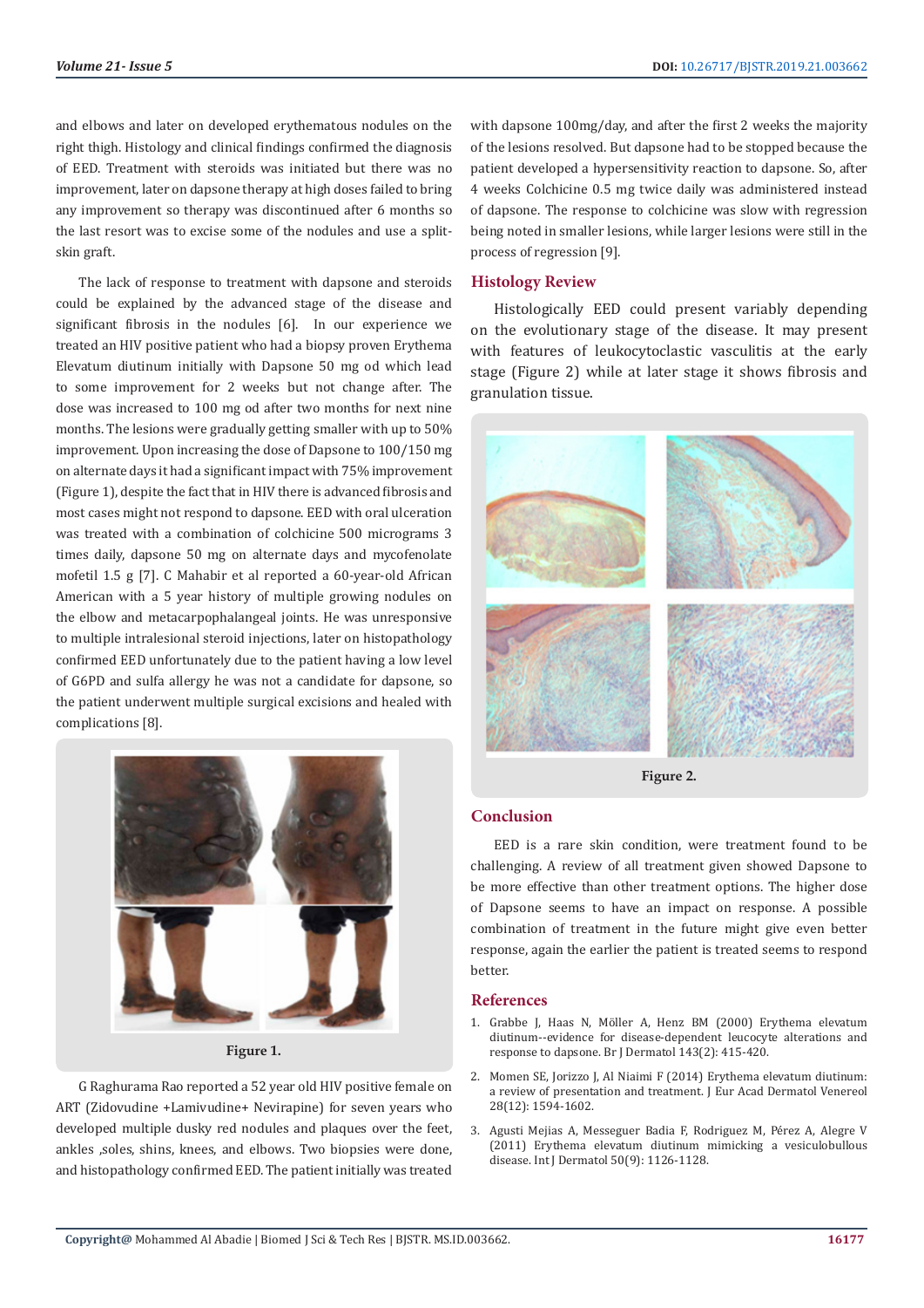and elbows and later on developed erythematous nodules on the right thigh. Histology and clinical findings confirmed the diagnosis of EED. Treatment with steroids was initiated but there was no improvement, later on dapsone therapy at high doses failed to bring any improvement so therapy was discontinued after 6 months so the last resort was to excise some of the nodules and use a split-skin graft.

The lack of response to treatment with dapsone and steroids could be explained by the advanced stage of the disease and significant fibrosis in the nodules [6]. In our experience we treated an HIV positive patient who had a biopsy proven Erythema Elevatum diutinum initially with Dapsone 50 mg od which lead to some improvement for 2 weeks but not change after. The dose was increased to 100 mg od after two months for next nine months. The lesions were gradually getting smaller with up to 50% improvement. Upon increasing the dose of Dapsone to 100/150 mg on alternate days it had a significant impact with 75% improvement (Figure 1), despite the fact that in HIV there is advanced fibrosis and most cases might not respond to dapsone. EED with oral ulceration was treated with a combination of colchicine 500 micrograms 3 times daily, dapsone 50 mg on alternate days and mycofenolate mofetil 1.5 g [7]. C Mahabir et al reported a 60-year-old African American with a 5 year history of multiple growing nodules on the elbow and metacarpophalangeal joints. He was unresponsive to multiple intralesional steroid injections, later on histopathology confirmed EED unfortunately due to the patient having a low level of G6PD and sulfa allergy he was not a candidate for dapsone, so the patient underwent multiple surgical excisions and healed with complications [8].

Figure 1.

G Raghurama Rao reported a 52 year old HIV positive female on ART (Zidovudine +Lamivudine+ Nevirapine) for seven years who developed multiple dusky red nodules and plaques over the feet, ankles ,soles, shins, knees, and elbows. Two biopsies were done, and histopathology confirmed EED. The patient initially was treated with dapsone 100mg/day, and after the first 2 weeks the majority of the lesions resolved. But dapsone had to be stopped because the patient developed a hypersensitivity reaction to dapsone. So, after 4 weeks Colchicine 0.5 mg twice daily was administered instead of dapsone. The response to colchicine was slow with regression being noted in smaller lesions, while larger lesions were still in the process of regression [9].

## Histology Review

Histologically EED could present variably depending on the evolutionary stage of the disease. It may present with features of leukocytoclastic vasculitis at the early stage (Figure 2) while at later stage it shows fibrosis and granulation tissue.

Figure 2.

## Conclusion

EED is a rare skin condition, were treatment found to be challenging. A review of all treatment given showed Dapsone to be more effective than other treatment options. The higher dose of Dapsone seems to have an impact on response. A possible combination of treatment in the future might give even better response, again the earlier the patient is treated seems to respond better.

## References

1. Grabbe J, Haas N, Möller A, Henz BM (2000) Erythema elevatum diutinum--evidence for disease-dependent leucocyte alterations and response to dapsone. Br J Dermatol 143(2): 415-420.
2. Momen SE, Jorizzo J, Al Niaimi F (2014) Erythema elevatum diutinum: a review of presentation and treatment. J Eur Acad Dermatol Venereol 28(12): 1594-1602.
3. Agusti Mejias A, Messeguer Badia F, Rodriguez M, Pérez A, Alegre V (2011) Erythema elevatum diutinum mimicking a vesiculobullous disease. Int J Dermatol 50(9): 1126-1128.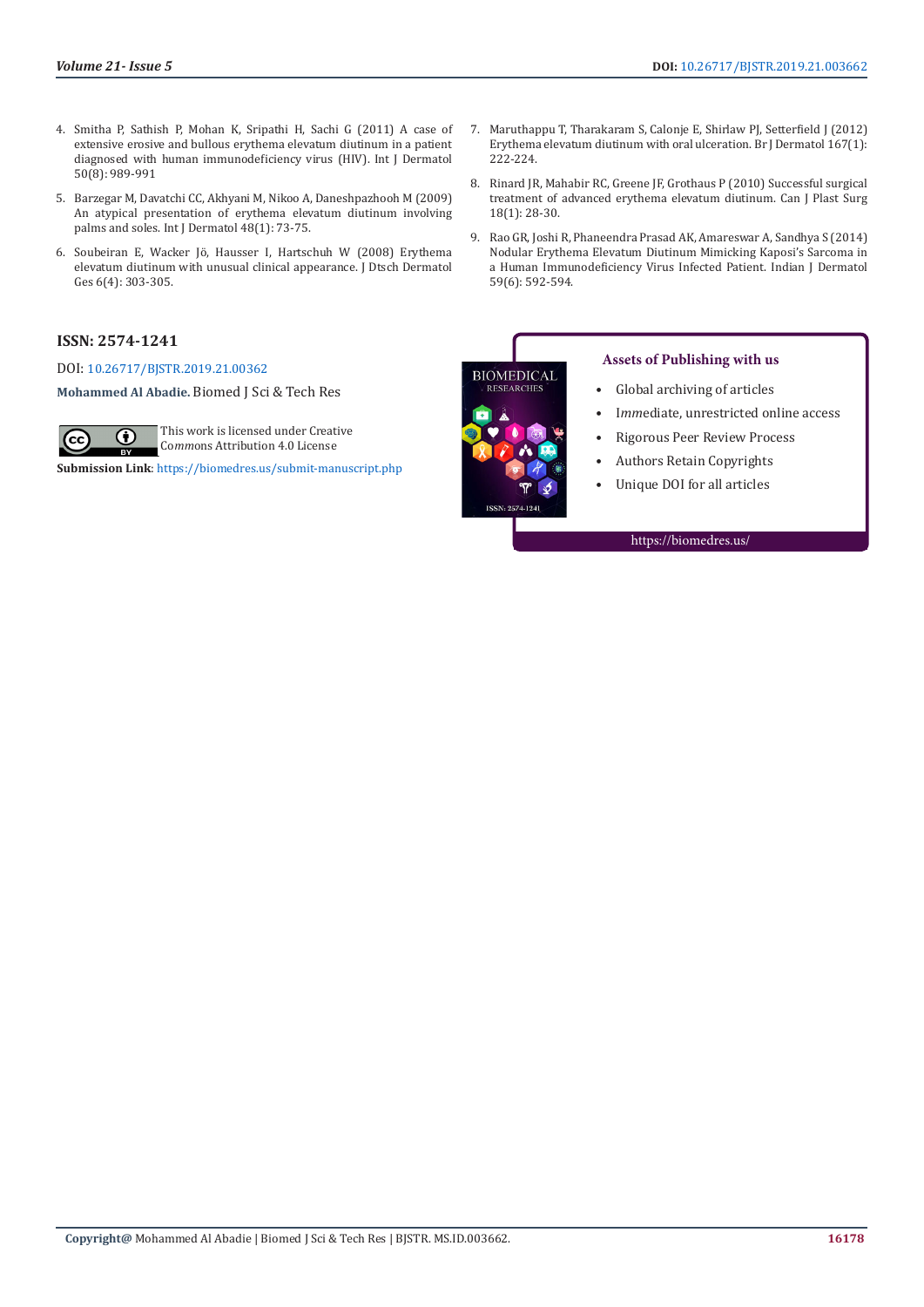4. Smitha P, Sathish P, Mohan K, Sripathi H, Sachi G (2011) A case of extensive erosive and bullous erythema elevatum diutinum in a patient diagnosed with human immunodeficiency virus (HIV). Int J Dermatol 50(8): 989-991
5. Barzegar M, Davatchi CC, Akhyani M, Nikoo A, Daneshpazhooh M (2009) An atypical presentation of erythema elevatum diutinum involving palms and soles. Int J Dermatol 48(1): 73-75.
6. Soubeiran E, Wacker Jö, Hausser I, Hartschuh W (2008) Erythema elevatum diutinum with unusual clinical appearance. J Dtsch Dermatol Ges 6(4): 303-305.
7. Maruthappu T, Tharakaram S, Calonje E, Shirlaw PJ, Setterfield J (2012) Erythema elevatum diutinum with oral ulceration. Br J Dermatol 167(1): 222-224.
8. Rinard JR, Mahabir RC, Greene JF, Grothaus P (2010) Successful surgical treatment of advanced erythema elevatum diutinum. Can J Plast Surg 18(1): 28-30.
9. Rao GR, Joshi R, Phaneendra Prasad AK, Amareswar A, Sandhya S (2014) Nodular Erythema Elevatum Diutinum Mimicking Kaposi's Sarcoma in a Human Immunodeficiency Virus Infected Patient. Indian J Dermatol 59(6): 592-594.

**ISSN: 2574-1241**

DOI: 10.26717/BJSTR.2019.21.00362

**Mohammed Al Abadie.** Biomed J Sci & Tech Res

This work is licensed under Creative Commons Attribution 4.0 License

**Submission Link**: https://biomedres.us/submit-manuscript.php

**Assets of Publishing with us**

- Global archiving of articles
- Immediate, unrestricted online access
- Rigorous Peer Review Process
- Authors Retain Copyrights
- Unique DOI for all articles

https://biomedres.us/